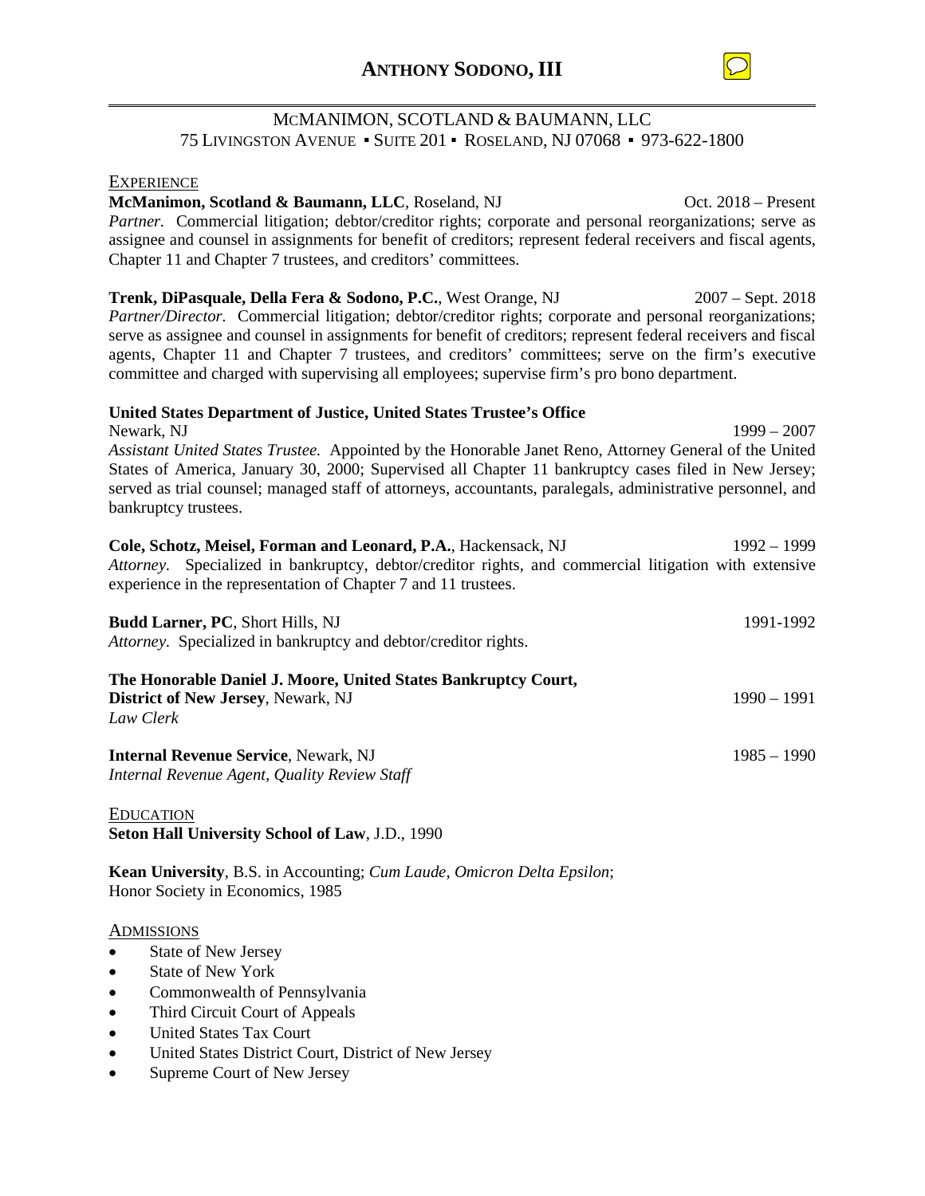# ANTHONY SODONO, III

MCMANIMON, SCOTLAND & BAUMANN, LLC
75 LIVINGSTON AVENUE ▪ SUITE 201 ▪ ROSELAND, NJ 07068 ▪ 973-622-1800

## EXPERIENCE

**McManimon, Scotland & Baumann, LLC**, Roseland, NJ — Oct. 2018 – Present
*Partner.* Commercial litigation; debtor/creditor rights; corporate and personal reorganizations; serve as assignee and counsel in assignments for benefit of creditors; represent federal receivers and fiscal agents, Chapter 11 and Chapter 7 trustees, and creditors' committees.

**Trenk, DiPasquale, Della Fera & Sodono, P.C.**, West Orange, NJ — 2007 – Sept. 2018
*Partner/Director.* Commercial litigation; debtor/creditor rights; corporate and personal reorganizations; serve as assignee and counsel in assignments for benefit of creditors; represent federal receivers and fiscal agents, Chapter 11 and Chapter 7 trustees, and creditors' committees; serve on the firm's executive committee and charged with supervising all employees; supervise firm's pro bono department.

**United States Department of Justice, United States Trustee's Office**
Newark, NJ — 1999 – 2007
*Assistant United States Trustee.* Appointed by the Honorable Janet Reno, Attorney General of the United States of America, January 30, 2000; Supervised all Chapter 11 bankruptcy cases filed in New Jersey; served as trial counsel; managed staff of attorneys, accountants, paralegals, administrative personnel, and bankruptcy trustees.

**Cole, Schotz, Meisel, Forman and Leonard, P.A.**, Hackensack, NJ — 1992 – 1999
*Attorney.* Specialized in bankruptcy, debtor/creditor rights, and commercial litigation with extensive experience in the representation of Chapter 7 and 11 trustees.

**Budd Larner, PC**, Short Hills, NJ — 1991-1992
*Attorney.* Specialized in bankruptcy and debtor/creditor rights.

**The Honorable Daniel J. Moore, United States Bankruptcy Court,**
**District of New Jersey**, Newark, NJ — 1990 – 1991
*Law Clerk*

**Internal Revenue Service**, Newark, NJ — 1985 – 1990
*Internal Revenue Agent, Quality Review Staff*

## EDUCATION

**Seton Hall University School of Law**, J.D., 1990

**Kean University**, B.S. in Accounting; *Cum Laude, Omicron Delta Epsilon*;
Honor Society in Economics, 1985

## ADMISSIONS

- State of New Jersey
- State of New York
- Commonwealth of Pennsylvania
- Third Circuit Court of Appeals
- United States Tax Court
- United States District Court, District of New Jersey
- Supreme Court of New Jersey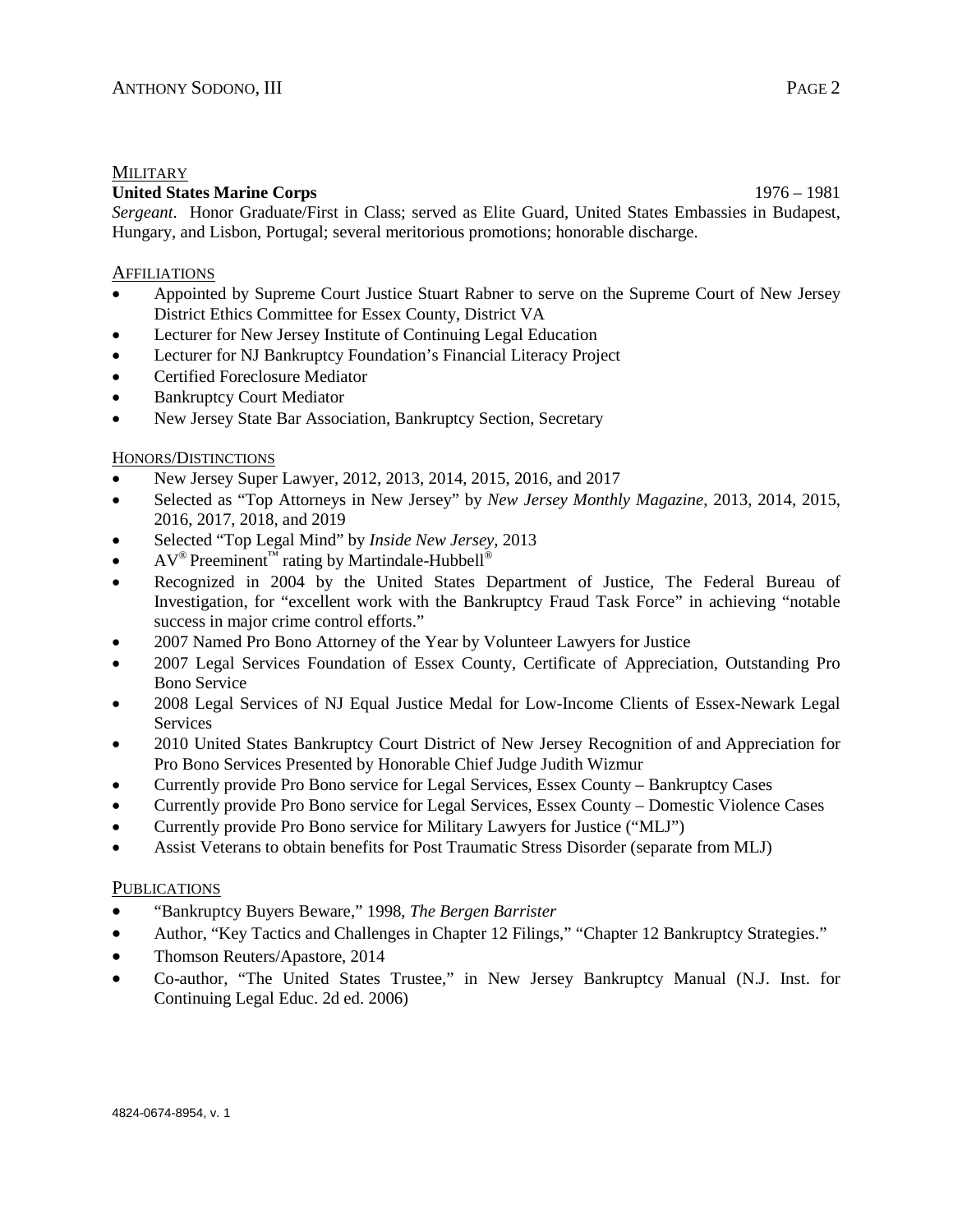## MILITARY

**United States Marine Corps** 1976 – 1981

*Sergeant*. Honor Graduate/First in Class; served as Elite Guard, United States Embassies in Budapest, Hungary, and Lisbon, Portugal; several meritorious promotions; honorable discharge.

## AFFILIATIONS

- Appointed by Supreme Court Justice Stuart Rabner to serve on the Supreme Court of New Jersey District Ethics Committee for Essex County, District VA
- Lecturer for New Jersey Institute of Continuing Legal Education
- Lecturer for NJ Bankruptcy Foundation's Financial Literacy Project
- Certified Foreclosure Mediator
- Bankruptcy Court Mediator
- New Jersey State Bar Association, Bankruptcy Section, Secretary

## HONORS/DISTINCTIONS

- New Jersey Super Lawyer, 2012, 2013, 2014, 2015, 2016, and 2017
- Selected as "Top Attorneys in New Jersey" by *New Jersey Monthly Magazine*, 2013, 2014, 2015, 2016, 2017, 2018, and 2019
- Selected "Top Legal Mind" by *Inside New Jersey*, 2013
- AV® Preeminent™ rating by Martindale-Hubbell®
- Recognized in 2004 by the United States Department of Justice, The Federal Bureau of Investigation, for "excellent work with the Bankruptcy Fraud Task Force" in achieving "notable success in major crime control efforts."
- 2007 Named Pro Bono Attorney of the Year by Volunteer Lawyers for Justice
- 2007 Legal Services Foundation of Essex County, Certificate of Appreciation, Outstanding Pro Bono Service
- 2008 Legal Services of NJ Equal Justice Medal for Low-Income Clients of Essex-Newark Legal Services
- 2010 United States Bankruptcy Court District of New Jersey Recognition of and Appreciation for Pro Bono Services Presented by Honorable Chief Judge Judith Wizmur
- Currently provide Pro Bono service for Legal Services, Essex County – Bankruptcy Cases
- Currently provide Pro Bono service for Legal Services, Essex County – Domestic Violence Cases
- Currently provide Pro Bono service for Military Lawyers for Justice ("MLJ")
- Assist Veterans to obtain benefits for Post Traumatic Stress Disorder (separate from MLJ)

## PUBLICATIONS

- "Bankruptcy Buyers Beware," 1998, *The Bergen Barrister*
- Author, "Key Tactics and Challenges in Chapter 12 Filings," "Chapter 12 Bankruptcy Strategies."
- Thomson Reuters/Apastore, 2014
- Co-author, "The United States Trustee," in New Jersey Bankruptcy Manual (N.J. Inst. for Continuing Legal Educ. 2d ed. 2006)

4824-0674-8954, v. 1